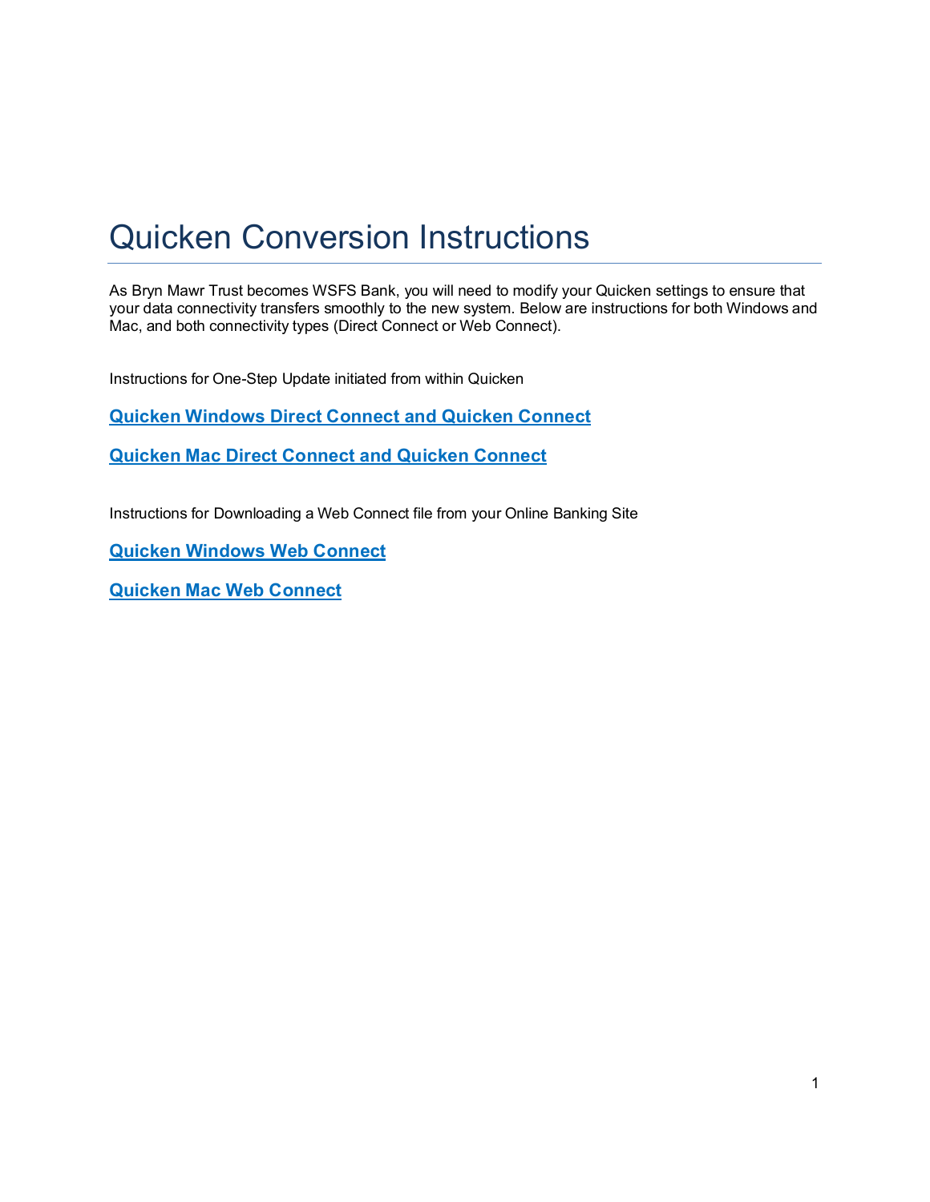# Quicken Conversion Instructions

As Bryn Mawr Trust becomes WSFS Bank, you will need to modify your Quicken settings to ensure that your data connectivity transfers smoothly to the new system. Below are instructions for both Windows and Mac, and both connectivity types (Direct Connect or Web Connect).

Instructions for One-Step Update initiated from within Quicken

**Quicken Windows Direct Connect and Quicken Connect**

**Quicken Mac Direct Connect and Quicken Connect**

Instructions for Downloading a Web Connect file from your Online Banking Site

**Quicken Windows Web Connect**

**Quicken Mac Web Connect**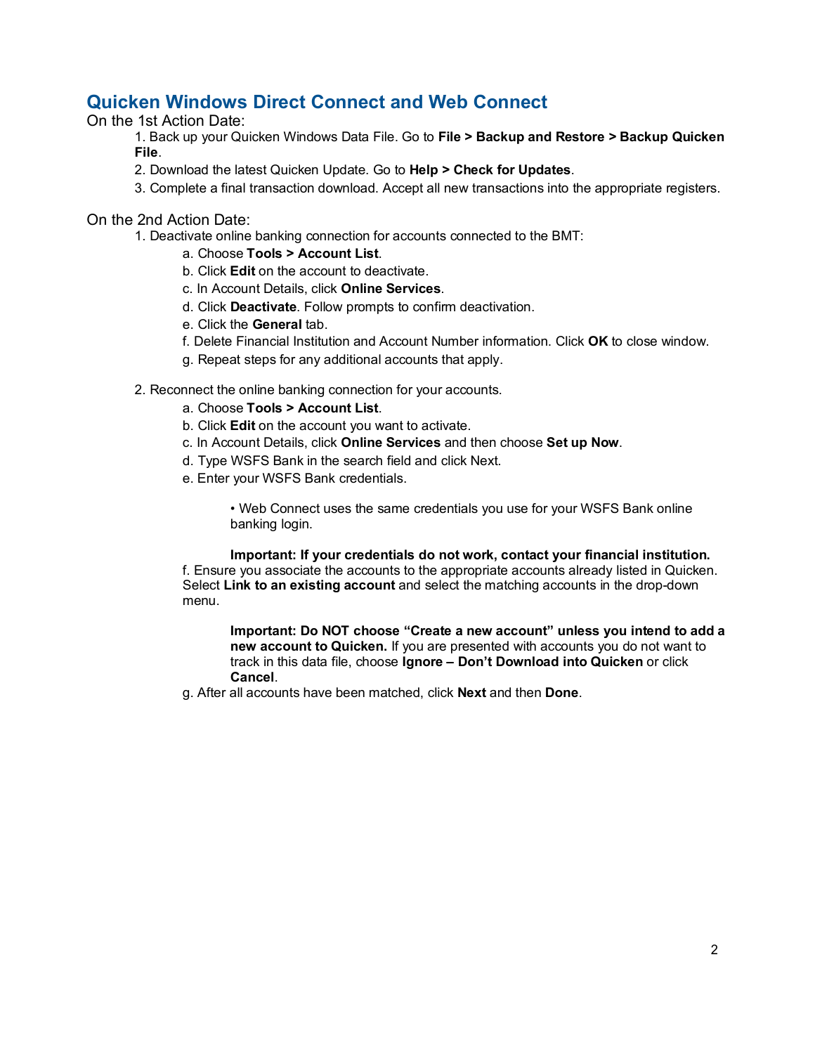## Quicken Windows Direct Connect and Web Connect

On the 1st Action Date:

1. Back up your Quicken Windows Data File. Go to **File > Backup and Restore > Backup Quicken File**.
2. Download the latest Quicken Update. Go to **Help > Check for Updates**.
3. Complete a final transaction download. Accept all new transactions into the appropriate registers.

On the 2nd Action Date:

1. Deactivate online banking connection for accounts connected to the BMT:
   a. Choose **Tools > Account List**.
   b. Click **Edit** on the account to deactivate.
   c. In Account Details, click **Online Services**.
   d. Click **Deactivate**. Follow prompts to confirm deactivation.
   e. Click the **General** tab.
   f. Delete Financial Institution and Account Number information. Click **OK** to close window.
   g. Repeat steps for any additional accounts that apply.

2. Reconnect the online banking connection for your accounts.
   a. Choose **Tools > Account List**.
   b. Click **Edit** on the account you want to activate.
   c. In Account Details, click **Online Services** and then choose **Set up Now**.
   d. Type WSFS Bank in the search field and click Next.
   e. Enter your WSFS Bank credentials.

      • Web Connect uses the same credentials you use for your WSFS Bank online banking login.

      **Important: If your credentials do not work, contact your financial institution.**

   f. Ensure you associate the accounts to the appropriate accounts already listed in Quicken. Select **Link to an existing account** and select the matching accounts in the drop-down menu.

      **Important: Do NOT choose "Create a new account" unless you intend to add a new account to Quicken.** If you are presented with accounts you do not want to track in this data file, choose **Ignore – Don't Download into Quicken** or click **Cancel**.

   g. After all accounts have been matched, click **Next** and then **Done**.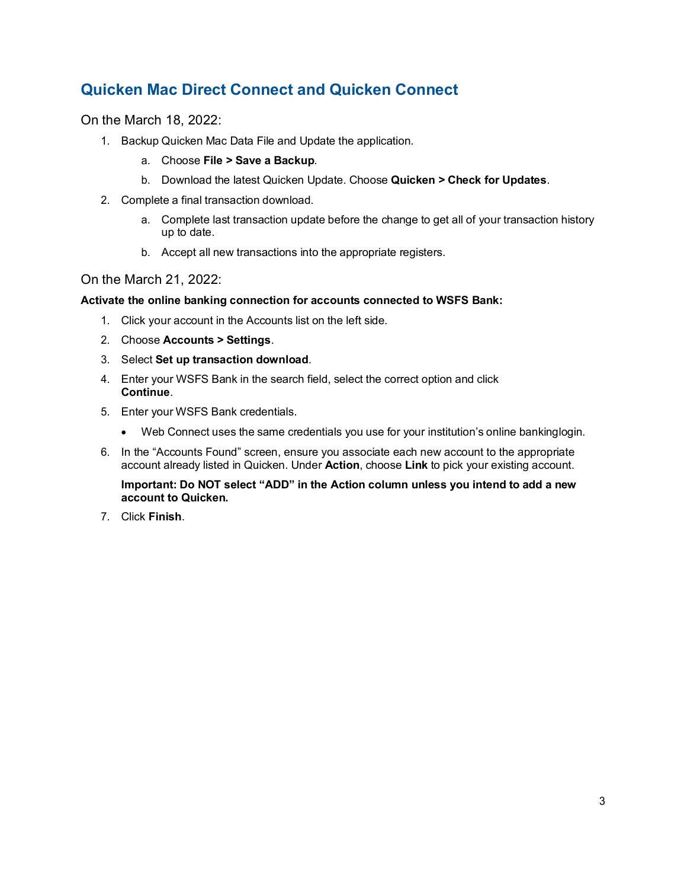## Quicken Mac Direct Connect and Quicken Connect

On the March 18, 2022:

1. Backup Quicken Mac Data File and Update the application.
   a. Choose **File > Save a Backup**.
   b. Download the latest Quicken Update. Choose **Quicken > Check for Updates**.
2. Complete a final transaction download.
   a. Complete last transaction update before the change to get all of your transaction history up to date.
   b. Accept all new transactions into the appropriate registers.

On the March 21, 2022:

**Activate the online banking connection for accounts connected to WSFS Bank:**

1. Click your account in the Accounts list on the left side.
2. Choose **Accounts > Settings**.
3. Select **Set up transaction download**.
4. Enter your WSFS Bank in the search field, select the correct option and click **Continue**.
5. Enter your WSFS Bank credentials.
   - Web Connect uses the same credentials you use for your institution's online bankinglogin.
6. In the "Accounts Found" screen, ensure you associate each new account to the appropriate account already listed in Quicken. Under **Action**, choose **Link** to pick your existing account.

   **Important: Do NOT select "ADD" in the Action column unless you intend to add a new account to Quicken.**
7. Click **Finish**.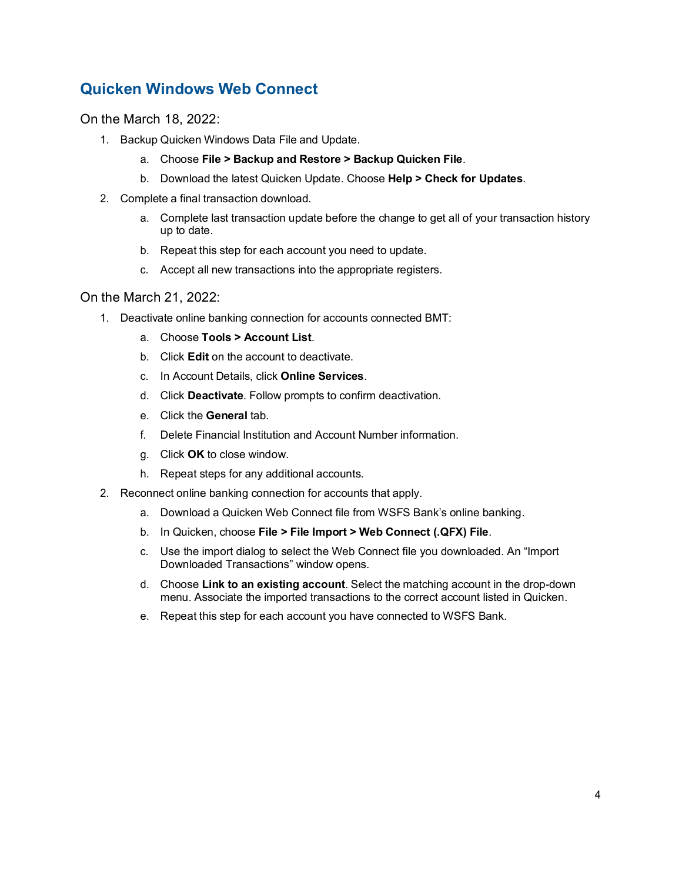## Quicken Windows Web Connect

On the March 18, 2022:

1. Backup Quicken Windows Data File and Update.
    a. Choose **File > Backup and Restore > Backup Quicken File**.
    b. Download the latest Quicken Update. Choose **Help > Check for Updates**.
2. Complete a final transaction download.
    a. Complete last transaction update before the change to get all of your transaction history up to date.
    b. Repeat this step for each account you need to update.
    c. Accept all new transactions into the appropriate registers.

On the March 21, 2022:

1. Deactivate online banking connection for accounts connected BMT:
    a. Choose **Tools > Account List**.
    b. Click **Edit** on the account to deactivate.
    c. In Account Details, click **Online Services**.
    d. Click **Deactivate**. Follow prompts to confirm deactivation.
    e. Click the **General** tab.
    f. Delete Financial Institution and Account Number information.
    g. Click **OK** to close window.
    h. Repeat steps for any additional accounts.
2. Reconnect online banking connection for accounts that apply.
    a. Download a Quicken Web Connect file from WSFS Bank's online banking.
    b. In Quicken, choose **File > File Import > Web Connect (.QFX) File**.
    c. Use the import dialog to select the Web Connect file you downloaded. An "Import Downloaded Transactions" window opens.
    d. Choose **Link to an existing account**. Select the matching account in the drop-down menu. Associate the imported transactions to the correct account listed in Quicken.
    e. Repeat this step for each account you have connected to WSFS Bank.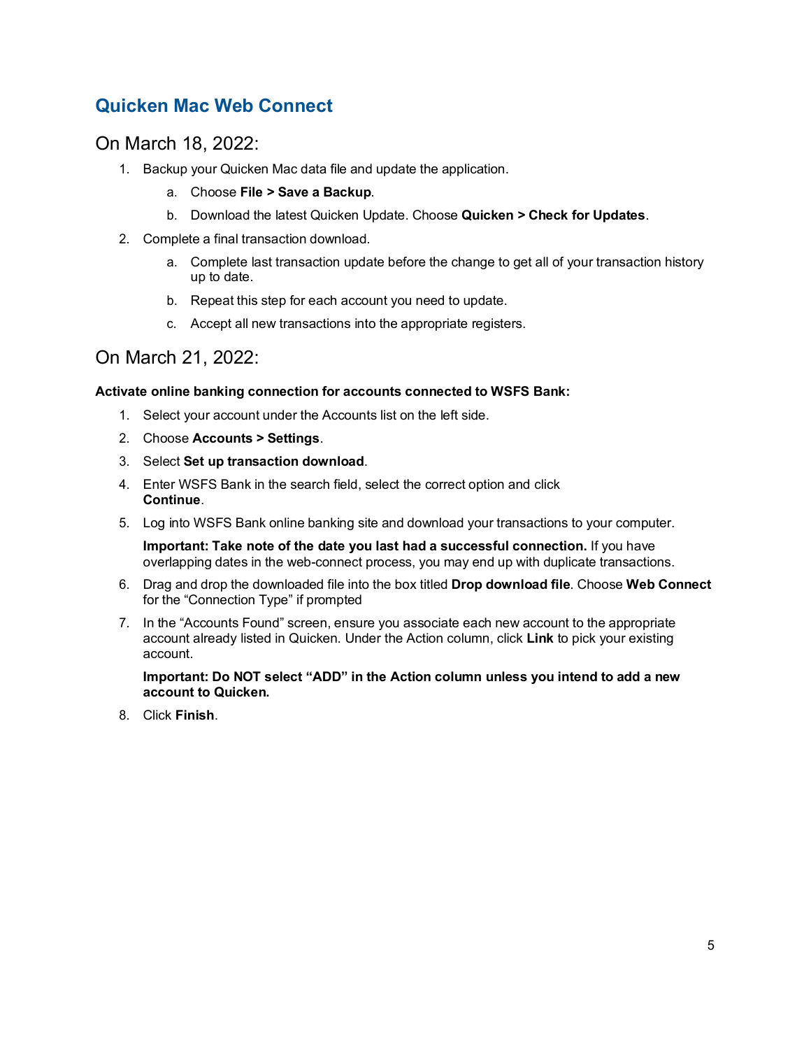## Quicken Mac Web Connect

### On March 18, 2022:

1. Backup your Quicken Mac data file and update the application.
    a. Choose **File > Save a Backup**.
    b. Download the latest Quicken Update. Choose **Quicken > Check for Updates**.
2. Complete a final transaction download.
    a. Complete last transaction update before the change to get all of your transaction history up to date.
    b. Repeat this step for each account you need to update.
    c. Accept all new transactions into the appropriate registers.

### On March 21, 2022:

**Activate online banking connection for accounts connected to WSFS Bank:**

1. Select your account under the Accounts list on the left side.
2. Choose **Accounts > Settings**.
3. Select **Set up transaction download**.
4. Enter WSFS Bank in the search field, select the correct option and click **Continue**.
5. Log into WSFS Bank online banking site and download your transactions to your computer.

   **Important: Take note of the date you last had a successful connection.** If you have overlapping dates in the web-connect process, you may end up with duplicate transactions.
6. Drag and drop the downloaded file into the box titled **Drop download file**. Choose **Web Connect** for the "Connection Type" if prompted
7. In the "Accounts Found" screen, ensure you associate each new account to the appropriate account already listed in Quicken. Under the Action column, click **Link** to pick your existing account.

   **Important: Do NOT select "ADD" in the Action column unless you intend to add a new account to Quicken.**
8. Click **Finish**.